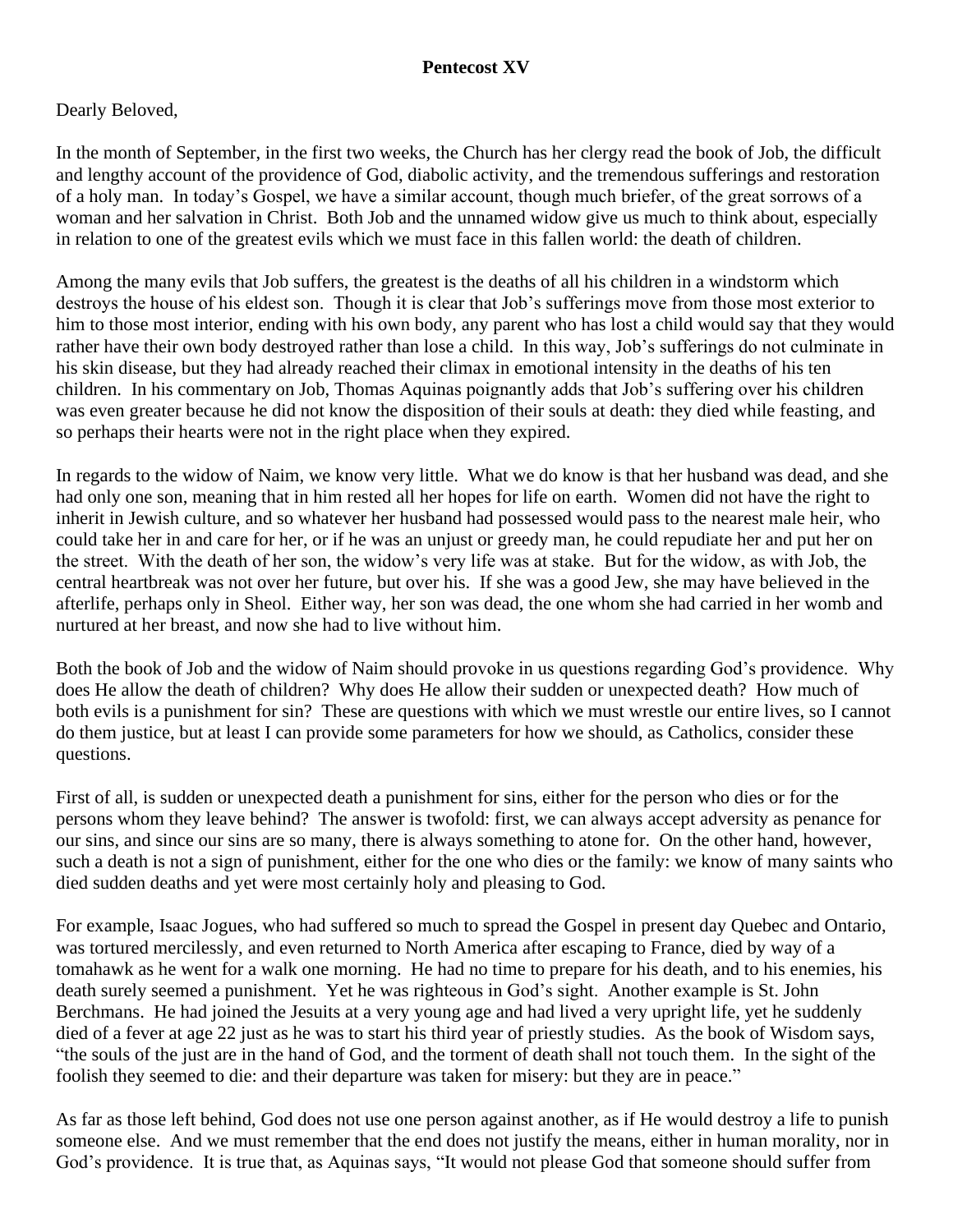**Pentecost XV**

Dearly Beloved,

In the month of September, in the first two weeks, the Church has her clergy read the book of Job, the difficult and lengthy account of the providence of God, diabolic activity, and the tremendous sufferings and restoration of a holy man. In today's Gospel, we have a similar account, though much briefer, of the great sorrows of a woman and her salvation in Christ. Both Job and the unnamed widow give us much to think about, especially in relation to one of the greatest evils which we must face in this fallen world: the death of children.

Among the many evils that Job suffers, the greatest is the deaths of all his children in a windstorm which destroys the house of his eldest son. Though it is clear that Job's sufferings move from those most exterior to him to those most interior, ending with his own body, any parent who has lost a child would say that they would rather have their own body destroyed rather than lose a child. In this way, Job's sufferings do not culminate in his skin disease, but they had already reached their climax in emotional intensity in the deaths of his ten children. In his commentary on Job, Thomas Aquinas poignantly adds that Job's suffering over his children was even greater because he did not know the disposition of their souls at death: they died while feasting, and so perhaps their hearts were not in the right place when they expired.

In regards to the widow of Naim, we know very little. What we do know is that her husband was dead, and she had only one son, meaning that in him rested all her hopes for life on earth. Women did not have the right to inherit in Jewish culture, and so whatever her husband had possessed would pass to the nearest male heir, who could take her in and care for her, or if he was an unjust or greedy man, he could repudiate her and put her on the street. With the death of her son, the widow's very life was at stake. But for the widow, as with Job, the central heartbreak was not over her future, but over his. If she was a good Jew, she may have believed in the afterlife, perhaps only in Sheol. Either way, her son was dead, the one whom she had carried in her womb and nurtured at her breast, and now she had to live without him.

Both the book of Job and the widow of Naim should provoke in us questions regarding God's providence. Why does He allow the death of children? Why does He allow their sudden or unexpected death? How much of both evils is a punishment for sin? These are questions with which we must wrestle our entire lives, so I cannot do them justice, but at least I can provide some parameters for how we should, as Catholics, consider these questions.

First of all, is sudden or unexpected death a punishment for sins, either for the person who dies or for the persons whom they leave behind? The answer is twofold: first, we can always accept adversity as penance for our sins, and since our sins are so many, there is always something to atone for. On the other hand, however, such a death is not a sign of punishment, either for the one who dies or the family: we know of many saints who died sudden deaths and yet were most certainly holy and pleasing to God.

For example, Isaac Jogues, who had suffered so much to spread the Gospel in present day Quebec and Ontario, was tortured mercilessly, and even returned to North America after escaping to France, died by way of a tomahawk as he went for a walk one morning. He had no time to prepare for his death, and to his enemies, his death surely seemed a punishment. Yet he was righteous in God's sight. Another example is St. John Berchmans. He had joined the Jesuits at a very young age and had lived a very upright life, yet he suddenly died of a fever at age 22 just as he was to start his third year of priestly studies. As the book of Wisdom says, "the souls of the just are in the hand of God, and the torment of death shall not touch them. In the sight of the foolish they seemed to die: and their departure was taken for misery: but they are in peace."

As far as those left behind, God does not use one person against another, as if He would destroy a life to punish someone else. And we must remember that the end does not justify the means, either in human morality, nor in God's providence. It is true that, as Aquinas says, "It would not please God that someone should suffer from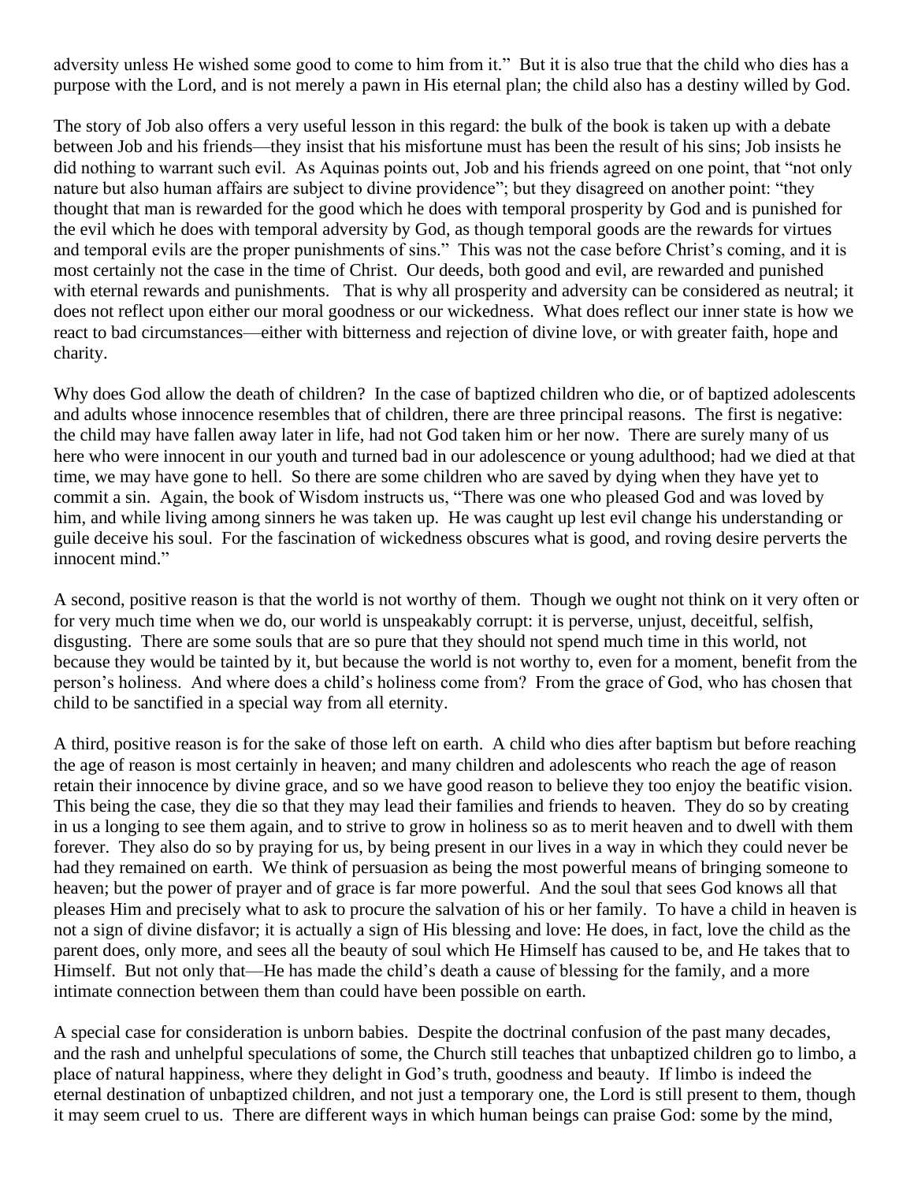adversity unless He wished some good to come to him from it." But it is also true that the child who dies has a purpose with the Lord, and is not merely a pawn in His eternal plan; the child also has a destiny willed by God.

The story of Job also offers a very useful lesson in this regard: the bulk of the book is taken up with a debate between Job and his friends—they insist that his misfortune must has been the result of his sins; Job insists he did nothing to warrant such evil. As Aquinas points out, Job and his friends agreed on one point, that "not only nature but also human affairs are subject to divine providence"; but they disagreed on another point: "they thought that man is rewarded for the good which he does with temporal prosperity by God and is punished for the evil which he does with temporal adversity by God, as though temporal goods are the rewards for virtues and temporal evils are the proper punishments of sins." This was not the case before Christ's coming, and it is most certainly not the case in the time of Christ. Our deeds, both good and evil, are rewarded and punished with eternal rewards and punishments. That is why all prosperity and adversity can be considered as neutral; it does not reflect upon either our moral goodness or our wickedness. What does reflect our inner state is how we react to bad circumstances—either with bitterness and rejection of divine love, or with greater faith, hope and charity.

Why does God allow the death of children? In the case of baptized children who die, or of baptized adolescents and adults whose innocence resembles that of children, there are three principal reasons. The first is negative: the child may have fallen away later in life, had not God taken him or her now. There are surely many of us here who were innocent in our youth and turned bad in our adolescence or young adulthood; had we died at that time, we may have gone to hell. So there are some children who are saved by dying when they have yet to commit a sin. Again, the book of Wisdom instructs us, "There was one who pleased God and was loved by him, and while living among sinners he was taken up. He was caught up lest evil change his understanding or guile deceive his soul. For the fascination of wickedness obscures what is good, and roving desire perverts the innocent mind."

A second, positive reason is that the world is not worthy of them. Though we ought not think on it very often or for very much time when we do, our world is unspeakably corrupt: it is perverse, unjust, deceitful, selfish, disgusting. There are some souls that are so pure that they should not spend much time in this world, not because they would be tainted by it, but because the world is not worthy to, even for a moment, benefit from the person's holiness. And where does a child's holiness come from? From the grace of God, who has chosen that child to be sanctified in a special way from all eternity.

A third, positive reason is for the sake of those left on earth. A child who dies after baptism but before reaching the age of reason is most certainly in heaven; and many children and adolescents who reach the age of reason retain their innocence by divine grace, and so we have good reason to believe they too enjoy the beatific vision. This being the case, they die so that they may lead their families and friends to heaven. They do so by creating in us a longing to see them again, and to strive to grow in holiness so as to merit heaven and to dwell with them forever. They also do so by praying for us, by being present in our lives in a way in which they could never be had they remained on earth. We think of persuasion as being the most powerful means of bringing someone to heaven; but the power of prayer and of grace is far more powerful. And the soul that sees God knows all that pleases Him and precisely what to ask to procure the salvation of his or her family. To have a child in heaven is not a sign of divine disfavor; it is actually a sign of His blessing and love: He does, in fact, love the child as the parent does, only more, and sees all the beauty of soul which He Himself has caused to be, and He takes that to Himself. But not only that—He has made the child's death a cause of blessing for the family, and a more intimate connection between them than could have been possible on earth.

A special case for consideration is unborn babies. Despite the doctrinal confusion of the past many decades, and the rash and unhelpful speculations of some, the Church still teaches that unbaptized children go to limbo, a place of natural happiness, where they delight in God's truth, goodness and beauty. If limbo is indeed the eternal destination of unbaptized children, and not just a temporary one, the Lord is still present to them, though it may seem cruel to us. There are different ways in which human beings can praise God: some by the mind,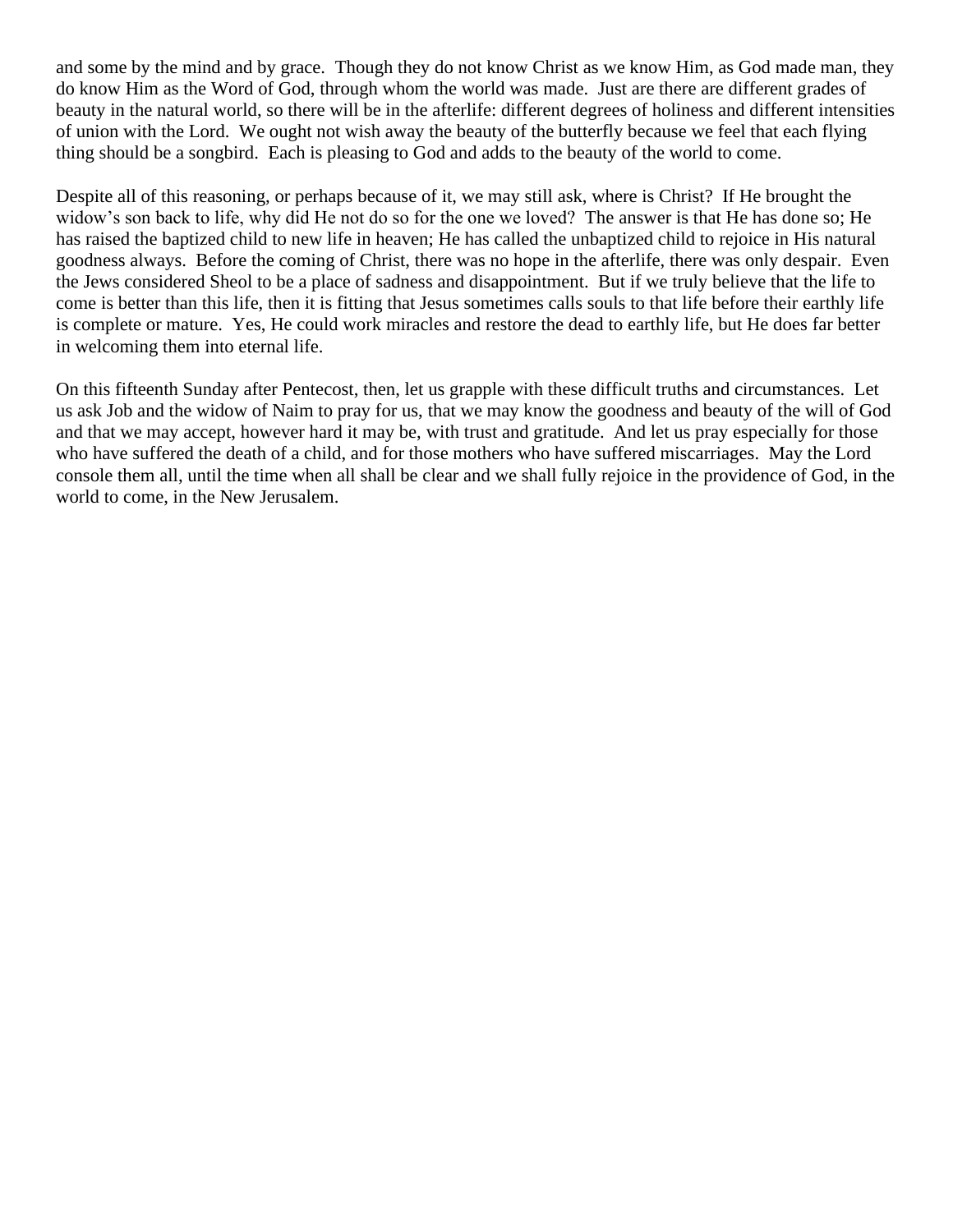and some by the mind and by grace. Though they do not know Christ as we know Him, as God made man, they do know Him as the Word of God, through whom the world was made. Just are there are different grades of beauty in the natural world, so there will be in the afterlife: different degrees of holiness and different intensities of union with the Lord. We ought not wish away the beauty of the butterfly because we feel that each flying thing should be a songbird. Each is pleasing to God and adds to the beauty of the world to come.

Despite all of this reasoning, or perhaps because of it, we may still ask, where is Christ? If He brought the widow's son back to life, why did He not do so for the one we loved? The answer is that He has done so; He has raised the baptized child to new life in heaven; He has called the unbaptized child to rejoice in His natural goodness always. Before the coming of Christ, there was no hope in the afterlife, there was only despair. Even the Jews considered Sheol to be a place of sadness and disappointment. But if we truly believe that the life to come is better than this life, then it is fitting that Jesus sometimes calls souls to that life before their earthly life is complete or mature. Yes, He could work miracles and restore the dead to earthly life, but He does far better in welcoming them into eternal life.

On this fifteenth Sunday after Pentecost, then, let us grapple with these difficult truths and circumstances. Let us ask Job and the widow of Naim to pray for us, that we may know the goodness and beauty of the will of God and that we may accept, however hard it may be, with trust and gratitude. And let us pray especially for those who have suffered the death of a child, and for those mothers who have suffered miscarriages. May the Lord console them all, until the time when all shall be clear and we shall fully rejoice in the providence of God, in the world to come, in the New Jerusalem.